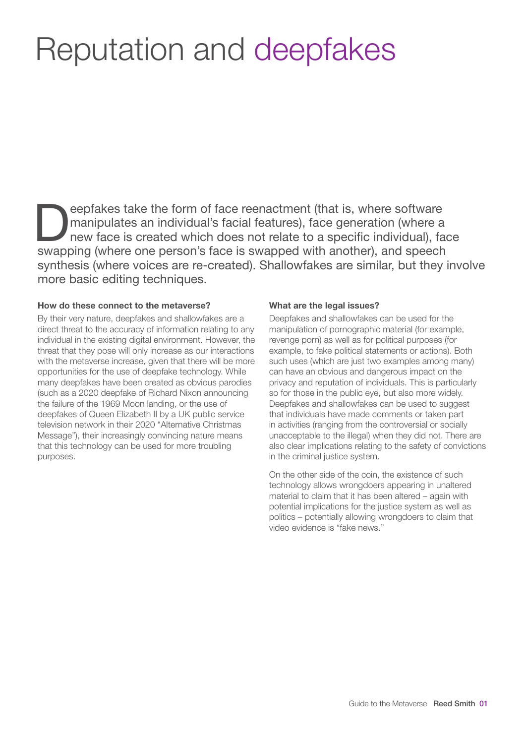# Reputation and deepfakes

Deepfakes take the form of face reenactment (that is, where software manipulates an individual's facial features), face generation (where a new face is created which does not relate to a specific individual), face swapping (where one person's face is swapped with another), and speech synthesis (where voices are re-created). Shallowfakes are similar, but they involve more basic editing techniques.

**How do these connect to the metaverse?**

By their very nature, deepfakes and shallowfakes are a direct threat to the accuracy of information relating to any individual in the existing digital environment. However, the threat that they pose will only increase as our interactions with the metaverse increase, given that there will be more opportunities for the use of deepfake technology. While many deepfakes have been created as obvious parodies (such as a 2020 deepfake of Richard Nixon announcing the failure of the 1969 Moon landing, or the use of deepfakes of Queen Elizabeth II by a UK public service television network in their 2020 "Alternative Christmas Message"), their increasingly convincing nature means that this technology can be used for more troubling purposes.

**What are the legal issues?**

Deepfakes and shallowfakes can be used for the manipulation of pornographic material (for example, revenge porn) as well as for political purposes (for example, to fake political statements or actions). Both such uses (which are just two examples among many) can have an obvious and dangerous impact on the privacy and reputation of individuals. This is particularly so for those in the public eye, but also more widely. Deepfakes and shallowfakes can be used to suggest that individuals have made comments or taken part in activities (ranging from the controversial or socially unacceptable to the illegal) when they did not. There are also clear implications relating to the safety of convictions in the criminal justice system.

On the other side of the coin, the existence of such technology allows wrongdoers appearing in unaltered material to claim that it has been altered – again with potential implications for the justice system as well as politics – potentially allowing wrongdoers to claim that video evidence is "fake news."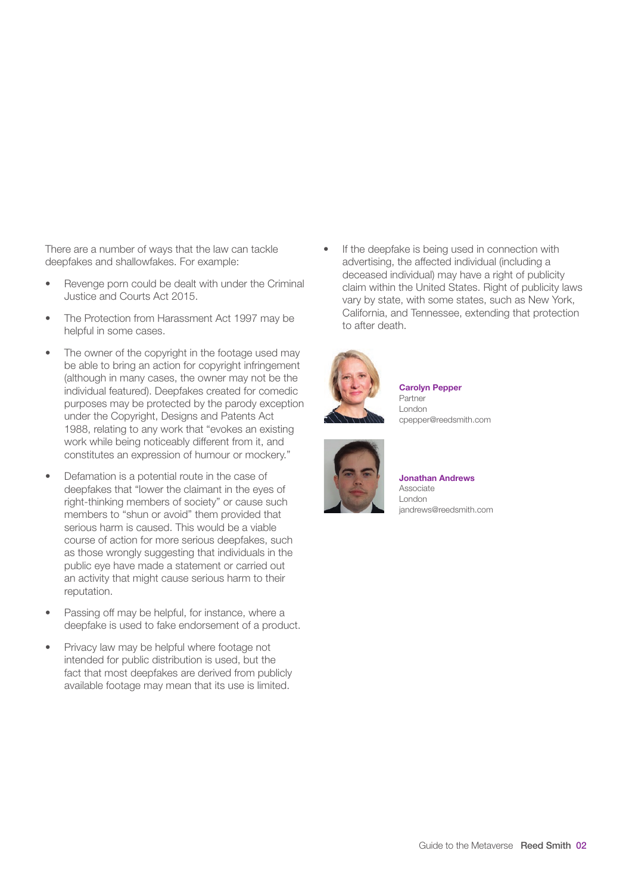There are a number of ways that the law can tackle deepfakes and shallowfakes. For example:

- Revenge porn could be dealt with under the Criminal Justice and Courts Act 2015.
- The Protection from Harassment Act 1997 may be helpful in some cases.
- The owner of the copyright in the footage used may be able to bring an action for copyright infringement (although in many cases, the owner may not be the individual featured). Deepfakes created for comedic purposes may be protected by the parody exception under the Copyright, Designs and Patents Act 1988, relating to any work that "evokes an existing work while being noticeably different from it, and constitutes an expression of humour or mockery."
- Defamation is a potential route in the case of deepfakes that "lower the claimant in the eyes of right-thinking members of society" or cause such members to "shun or avoid" them provided that serious harm is caused. This would be a viable course of action for more serious deepfakes, such as those wrongly suggesting that individuals in the public eye have made a statement or carried out an activity that might cause serious harm to their reputation.
- Passing off may be helpful, for instance, where a deepfake is used to fake endorsement of a product.
- Privacy law may be helpful where footage not intended for public distribution is used, but the fact that most deepfakes are derived from publicly available footage may mean that its use is limited.
- If the deepfake is being used in connection with advertising, the affected individual (including a deceased individual) may have a right of publicity claim within the United States. Right of publicity laws vary by state, with some states, such as New York, California, and Tennessee, extending that protection to after death.

**Carolyn Pepper**
Partner
London
cpepper@reedsmith.com

**Jonathan Andrews**
Associate
London
jandrews@reedsmith.com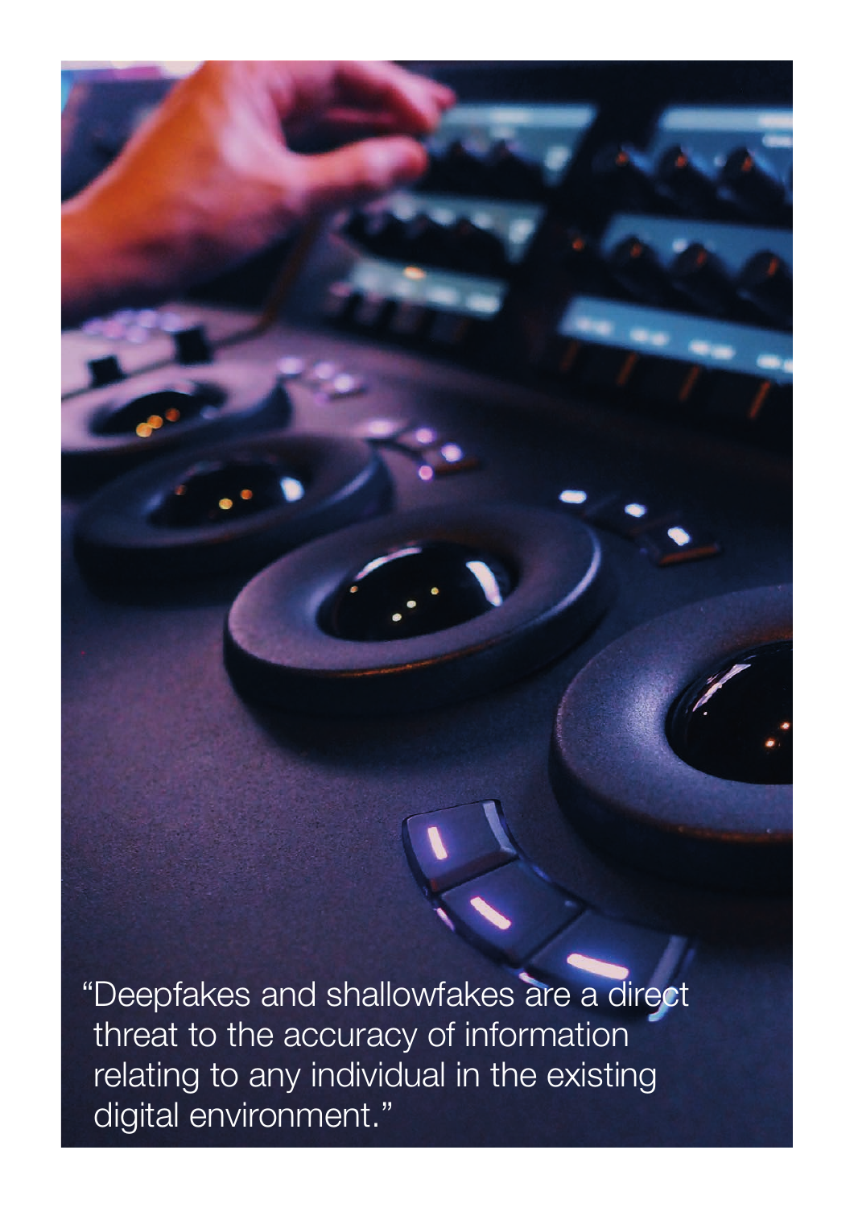"Deepfakes and shallowfakes are a direct threat to the accuracy of information relating to any individual in the existing digital environment."